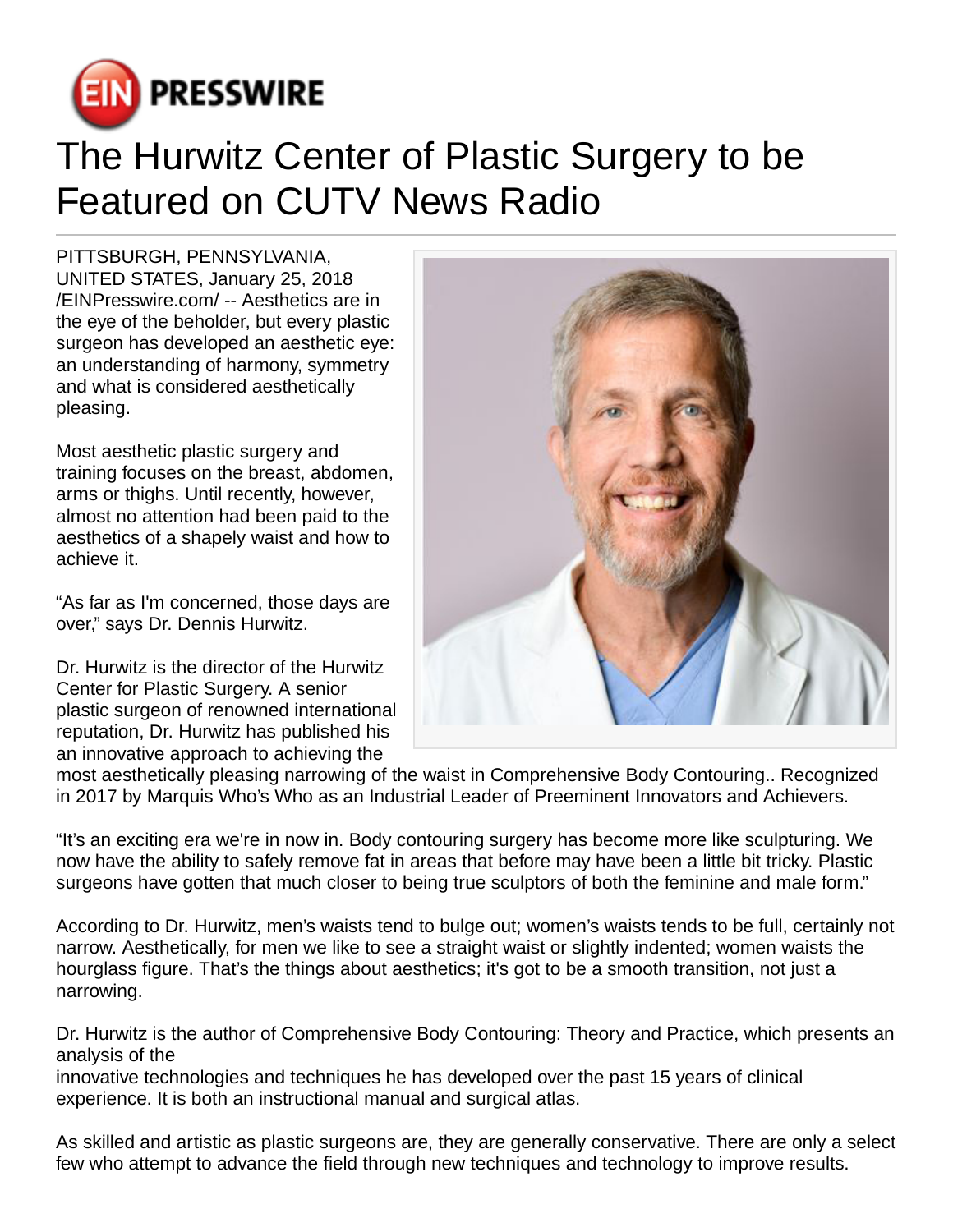# The Hurwitz Center of Plastic Surgery to be Featured on CUTV News Radio

PITTSBURGH, PENNSYLVANIA, UNITED STATES, January 25, 2018 /EINPresswire.com/ -- Aesthetics are in the eye of the beholder, but every plastic surgeon has developed an aesthetic eye: an understanding of harmony, symmetry and what is considered aesthetically pleasing.

Most aesthetic plastic surgery and training focuses on the breast, abdomen, arms or thighs. Until recently, however, almost no attention had been paid to the aesthetics of a shapely waist and how to achieve it.

“As far as I'm concerned, those days are over,” says Dr. Dennis Hurwitz.

Dr. Hurwitz is the director of the Hurwitz Center for Plastic Surgery. A senior plastic surgeon of renowned international reputation, Dr. Hurwitz has published his an innovative approach to achieving the most aesthetically pleasing narrowing of the waist in Comprehensive Body Contouring.. Recognized in 2017 by Marquis Who’s Who as an Industrial Leader of Preeminent Innovators and Achievers.

“It’s an exciting era we're in now in. Body contouring surgery has become more like sculpturing. We now have the ability to safely remove fat in areas that before may have been a little bit tricky. Plastic surgeons have gotten that much closer to being true sculptors of both the feminine and male form.”

According to Dr. Hurwitz, men’s waists tend to bulge out; women’s waists tends to be full, certainly not narrow. Aesthetically, for men we like to see a straight waist or slightly indented; women waists the hourglass figure. That’s the things about aesthetics; it's got to be a smooth transition, not just a narrowing.

Dr. Hurwitz is the author of Comprehensive Body Contouring: Theory and Practice, which presents an analysis of the innovative technologies and techniques he has developed over the past 15 years of clinical experience. It is both an instructional manual and surgical atlas.

As skilled and artistic as plastic surgeons are, they are generally conservative. There are only a select few who attempt to advance the field through new techniques and technology to improve results.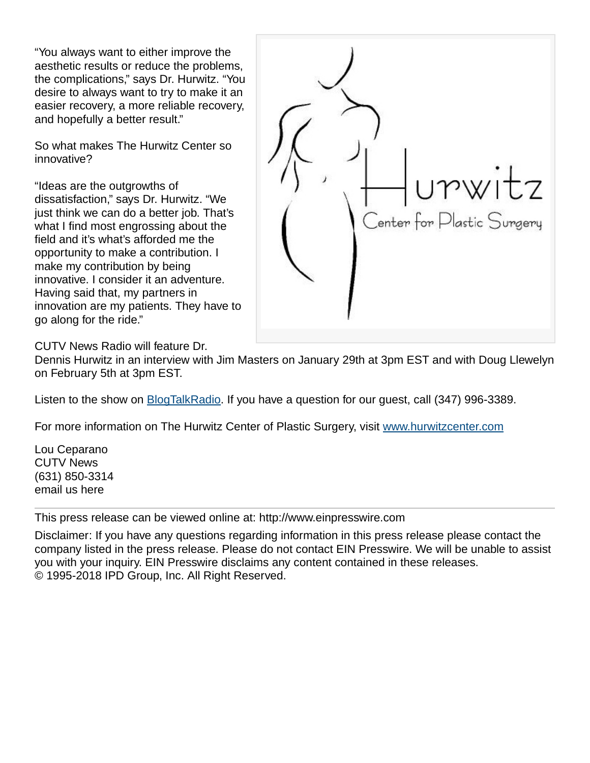"You always want to either improve the aesthetic results or reduce the problems, the complications," says Dr. Hurwitz. "You desire to always want to try to make it an easier recovery, a more reliable recovery, and hopefully a better result."

So what makes The Hurwitz Center so innovative?

"Ideas are the outgrowths of dissatisfaction," says Dr. Hurwitz. "We just think we can do a better job. That's what I find most engrossing about the field and it's what's afforded me the opportunity to make a contribution. I make my contribution by being innovative. I consider it an adventure. Having said that, my partners in innovation are my patients. They have to go along for the ride."

CUTV News Radio will feature Dr. Dennis Hurwitz in an interview with Jim Masters on January 29th at 3pm EST and with Doug Llewelyn on February 5th at 3pm EST.

Listen to the show on [BlogTalkRadio](). If you have a question for our guest, call (347) 996-3389.

For more information on The Hurwitz Center of Plastic Surgery, visit [www.hurwitzcenter.com]()

Lou Ceparano
CUTV News
(631) 850-3314
email us here

---

This press release can be viewed online at: http://www.einpresswire.com

Disclaimer: If you have any questions regarding information in this press release please contact the company listed in the press release. Please do not contact EIN Presswire. We will be unable to assist you with your inquiry. EIN Presswire disclaims any content contained in these releases.
© 1995-2018 IPD Group, Inc. All Right Reserved.